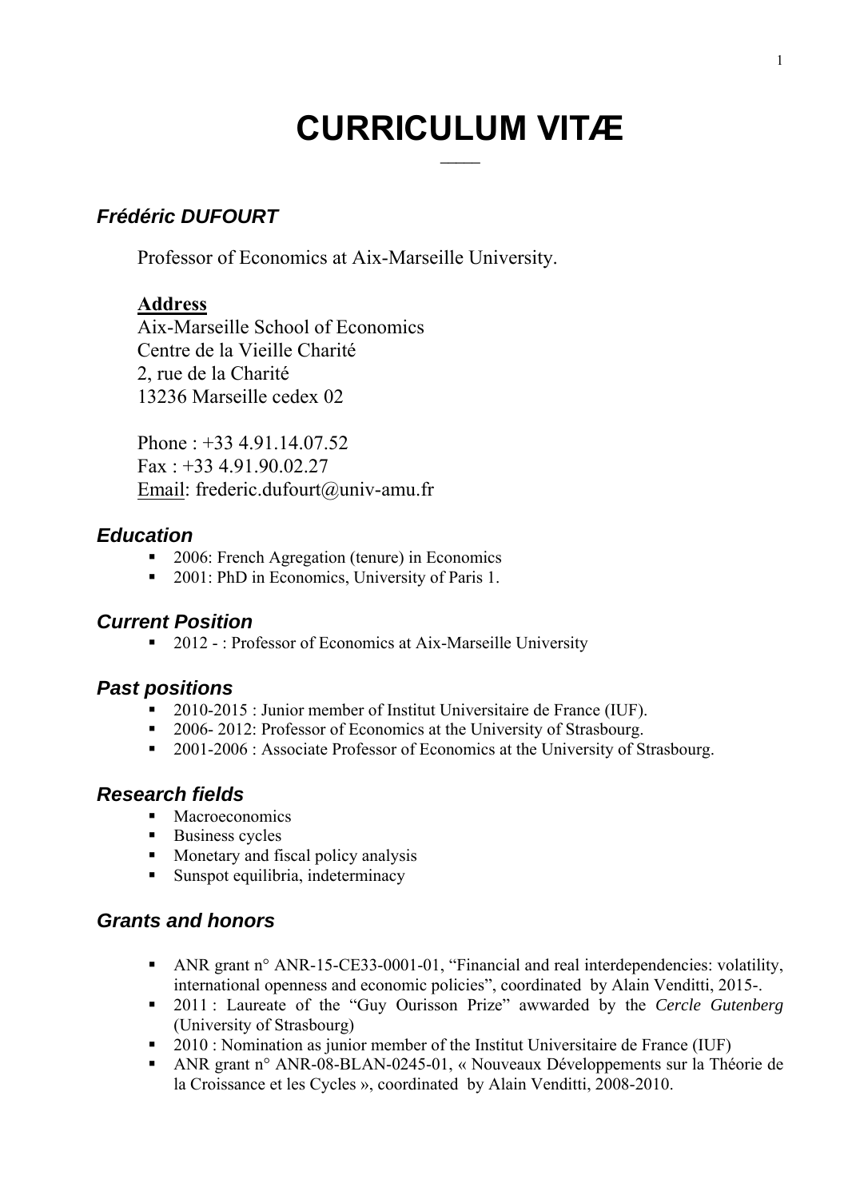# CURRICULUM VITÆ

## *Frédéric DUFOURT*

Professor of Economics at Aix-Marseille University.

**Address**
Aix-Marseille School of Economics
Centre de la Vieille Charité
2, rue de la Charité
13236 Marseille cedex 02

Phone : +33 4.91.14.07.52
Fax : +33 4.91.90.02.27
Email: frederic.dufourt@univ-amu.fr

## *Education*

- 2006: French Agregation (tenure) in Economics
- 2001: PhD in Economics, University of Paris 1.

## *Current Position*

- 2012 - : Professor of Economics at Aix-Marseille University

## *Past positions*

- 2010-2015 : Junior member of Institut Universitaire de France (IUF).
- 2006- 2012: Professor of Economics at the University of Strasbourg.
- 2001-2006 : Associate Professor of Economics at the University of Strasbourg.

## *Research fields*

- Macroeconomics
- Business cycles
- Monetary and fiscal policy analysis
- Sunspot equilibria, indeterminacy

## *Grants and honors*

- ANR grant n° ANR-15-CE33-0001-01, "Financial and real interdependencies: volatility, international openness and economic policies", coordinated by Alain Venditti, 2015-.
- 2011 : Laureate of the "Guy Ourisson Prize" awwarded by the *Cercle Gutenberg* (University of Strasbourg)
- 2010 : Nomination as junior member of the Institut Universitaire de France (IUF)
- ANR grant n° ANR-08-BLAN-0245-01, « Nouveaux Développements sur la Théorie de la Croissance et les Cycles », coordinated by Alain Venditti, 2008-2010.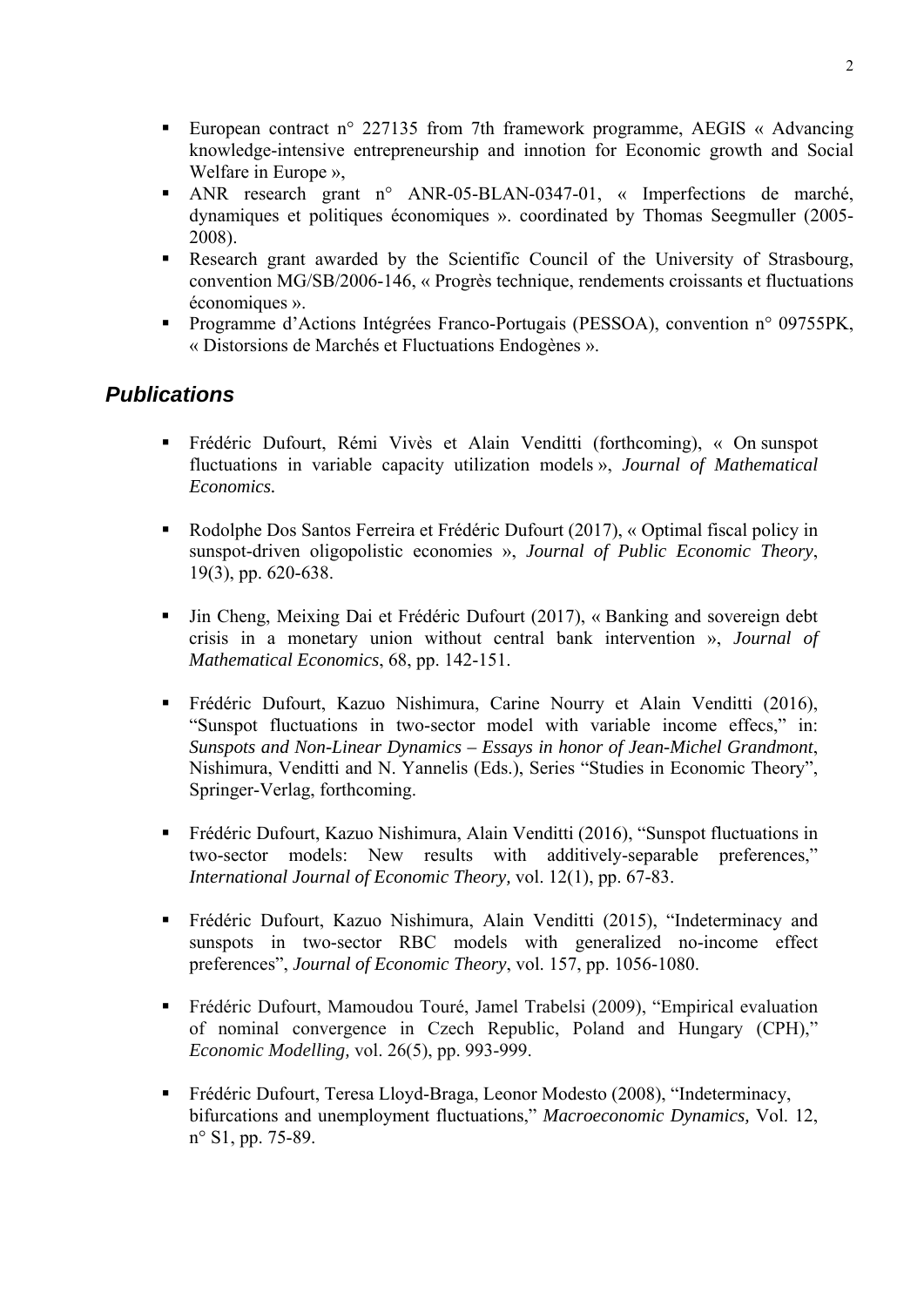- European contract n° 227135 from 7th framework programme, AEGIS « Advancing knowledge-intensive entrepreneurship and innotion for Economic growth and Social Welfare in Europe »,
- ANR research grant n° ANR-05-BLAN-0347-01, « Imperfections de marché, dynamiques et politiques économiques ». coordinated by Thomas Seegmuller (2005-2008).
- Research grant awarded by the Scientific Council of the University of Strasbourg, convention MG/SB/2006-146, « Progrès technique, rendements croissants et fluctuations économiques ».
- Programme d'Actions Intégrées Franco-Portugais (PESSOA), convention n° 09755PK, « Distorsions de Marchés et Fluctuations Endogènes ».

## *Publications*

- Frédéric Dufourt, Rémi Vivès et Alain Venditti (forthcoming), « On sunspot fluctuations in variable capacity utilization models », *Journal of Mathematical Economics.*

- Rodolphe Dos Santos Ferreira et Frédéric Dufourt (2017), « Optimal fiscal policy in sunspot-driven oligopolistic economies », *Journal of Public Economic Theory*, 19(3), pp. 620-638.

- Jin Cheng, Meixing Dai et Frédéric Dufourt (2017), « Banking and sovereign debt crisis in a monetary union without central bank intervention », *Journal of Mathematical Economics*, 68, pp. 142-151.

- Frédéric Dufourt, Kazuo Nishimura, Carine Nourry et Alain Venditti (2016), "Sunspot fluctuations in two-sector model with variable income effecs," in: *Sunspots and Non-Linear Dynamics – Essays in honor of Jean-Michel Grandmont*, Nishimura, Venditti and N. Yannelis (Eds.), Series "Studies in Economic Theory", Springer-Verlag, forthcoming.

- Frédéric Dufourt, Kazuo Nishimura, Alain Venditti (2016), "Sunspot fluctuations in two-sector models: New results with additively-separable preferences," *International Journal of Economic Theory,* vol. 12(1), pp. 67-83.

- Frédéric Dufourt, Kazuo Nishimura, Alain Venditti (2015), "Indeterminacy and sunspots in two-sector RBC models with generalized no-income effect preferences", *Journal of Economic Theory*, vol. 157, pp. 1056-1080.

- Frédéric Dufourt, Mamoudou Touré, Jamel Trabelsi (2009), "Empirical evaluation of nominal convergence in Czech Republic, Poland and Hungary (CPH)," *Economic Modelling,* vol. 26(5), pp. 993-999.

- Frédéric Dufourt, Teresa Lloyd-Braga, Leonor Modesto (2008), "Indeterminacy, bifurcations and unemployment fluctuations," *Macroeconomic Dynamics,* Vol. 12, n° S1, pp. 75-89.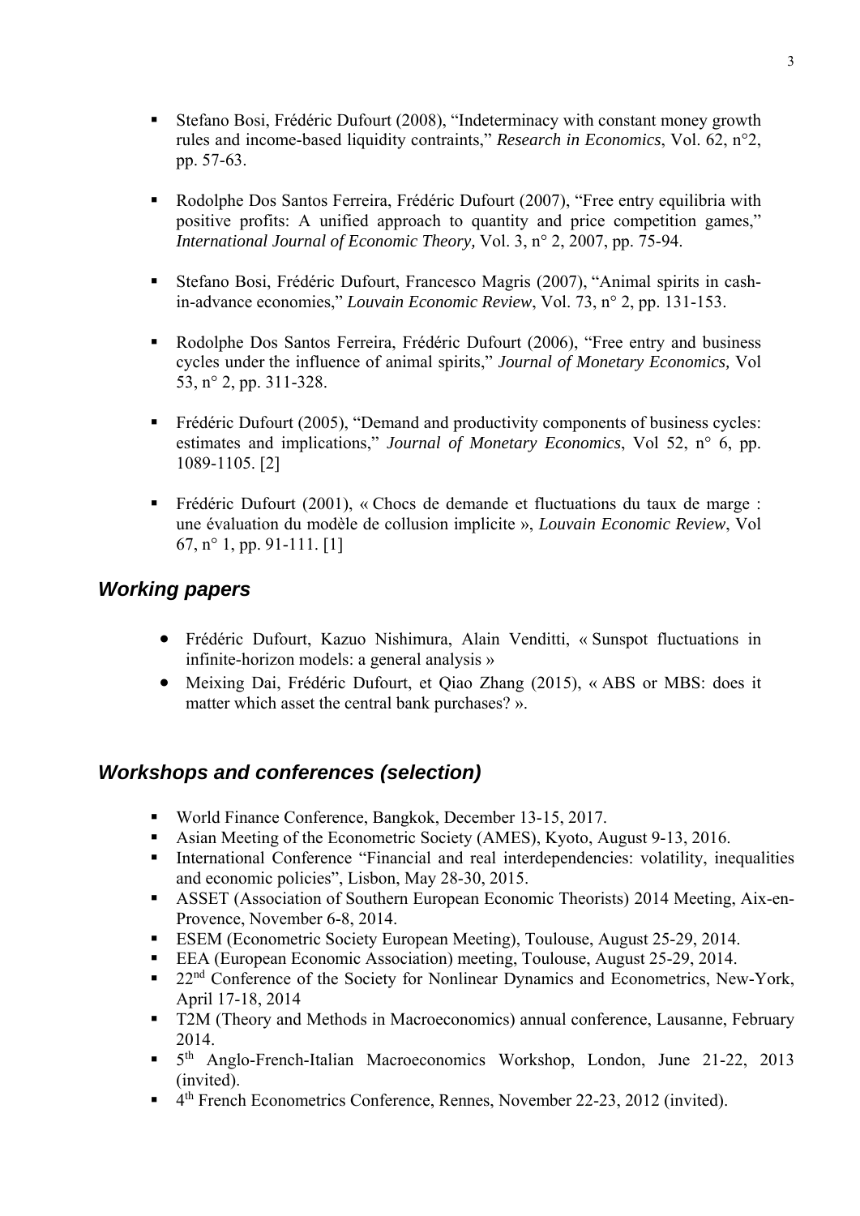- Stefano Bosi, Frédéric Dufourt (2008), "Indeterminacy with constant money growth rules and income-based liquidity contraints," *Research in Economics*, Vol. 62, n°2, pp. 57-63.

- Rodolphe Dos Santos Ferreira, Frédéric Dufourt (2007), "Free entry equilibria with positive profits: A unified approach to quantity and price competition games," *International Journal of Economic Theory,* Vol. 3, n° 2, 2007, pp. 75-94.

- Stefano Bosi, Frédéric Dufourt, Francesco Magris (2007), "Animal spirits in cash-in-advance economies," *Louvain Economic Review*, Vol. 73, n° 2, pp. 131-153.

- Rodolphe Dos Santos Ferreira, Frédéric Dufourt (2006), "Free entry and business cycles under the influence of animal spirits," *Journal of Monetary Economics,* Vol 53, n° 2, pp. 311-328.

- Frédéric Dufourt (2005), "Demand and productivity components of business cycles: estimates and implications," *Journal of Monetary Economics*, Vol 52, n° 6, pp. 1089-1105. [2]

- Frédéric Dufourt (2001), « Chocs de demande et fluctuations du taux de marge : une évaluation du modèle de collusion implicite », *Louvain Economic Review*, Vol 67, n° 1, pp. 91-111. [1]

## *Working papers*

- Frédéric Dufourt, Kazuo Nishimura, Alain Venditti, « Sunspot fluctuations in infinite-horizon models: a general analysis »
- Meixing Dai, Frédéric Dufourt, et Qiao Zhang (2015), « ABS or MBS: does it matter which asset the central bank purchases? ».

## *Workshops and conferences (selection)*

- World Finance Conference, Bangkok, December 13-15, 2017.
- Asian Meeting of the Econometric Society (AMES), Kyoto, August 9-13, 2016.
- International Conference "Financial and real interdependencies: volatility, inequalities and economic policies", Lisbon, May 28-30, 2015.
- ASSET (Association of Southern European Economic Theorists) 2014 Meeting, Aix-en-Provence, November 6-8, 2014.
- ESEM (Econometric Society European Meeting), Toulouse, August 25-29, 2014.
- EEA (European Economic Association) meeting, Toulouse, August 25-29, 2014.
- 22nd Conference of the Society for Nonlinear Dynamics and Econometrics, New-York, April 17-18, 2014
- T2M (Theory and Methods in Macroeconomics) annual conference, Lausanne, February 2014.
- 5th Anglo-French-Italian Macroeconomics Workshop, London, June 21-22, 2013 (invited).
- 4th French Econometrics Conference, Rennes, November 22-23, 2012 (invited).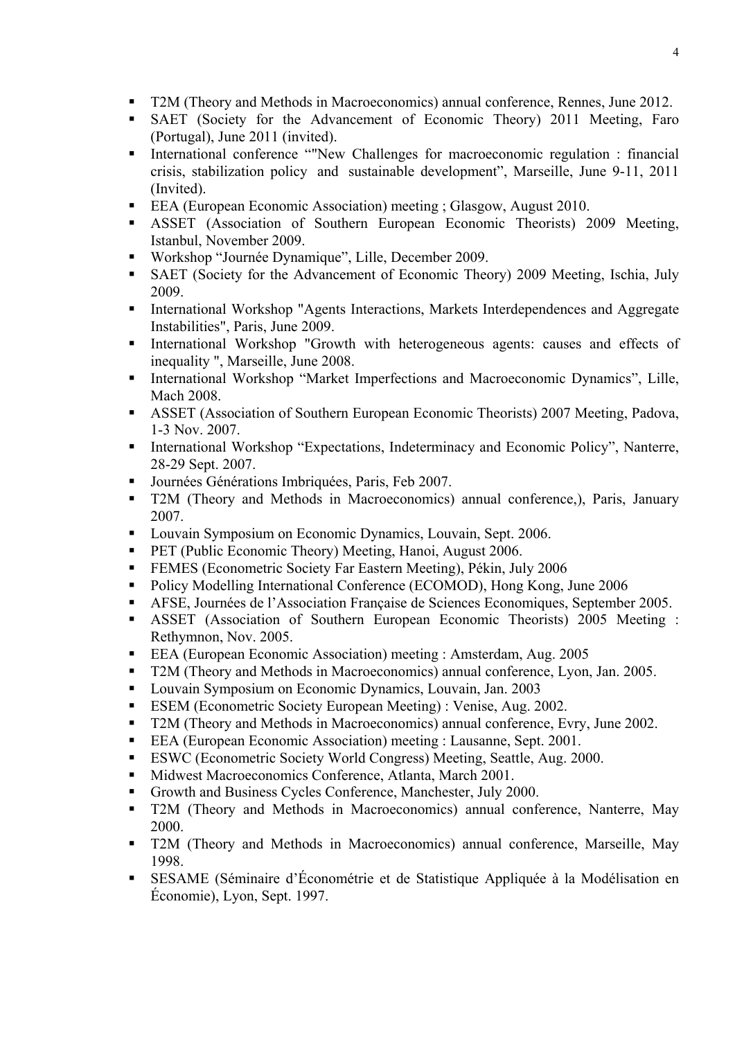- T2M (Theory and Methods in Macroeconomics) annual conference, Rennes, June 2012.
- SAET (Society for the Advancement of Economic Theory) 2011 Meeting, Faro (Portugal), June 2011 (invited).
- International conference “"New Challenges for macroeconomic regulation : financial crisis, stabilization policy and sustainable development”, Marseille, June 9-11, 2011 (Invited).
- EEA (European Economic Association) meeting ; Glasgow, August 2010.
- ASSET (Association of Southern European Economic Theorists) 2009 Meeting, Istanbul, November 2009.
- Workshop “Journée Dynamique”, Lille, December 2009.
- SAET (Society for the Advancement of Economic Theory) 2009 Meeting, Ischia, July 2009.
- International Workshop "Agents Interactions, Markets Interdependences and Aggregate Instabilities", Paris, June 2009.
- International Workshop "Growth with heterogeneous agents: causes and effects of inequality ", Marseille, June 2008.
- International Workshop “Market Imperfections and Macroeconomic Dynamics”, Lille, Mach 2008.
- ASSET (Association of Southern European Economic Theorists) 2007 Meeting, Padova, 1-3 Nov. 2007.
- International Workshop “Expectations, Indeterminacy and Economic Policy”, Nanterre, 28-29 Sept. 2007.
- Journées Générations Imbriquées, Paris, Feb 2007.
- T2M (Theory and Methods in Macroeconomics) annual conference,), Paris, January 2007.
- Louvain Symposium on Economic Dynamics, Louvain, Sept. 2006.
- PET (Public Economic Theory) Meeting, Hanoi, August 2006.
- FEMES (Econometric Society Far Eastern Meeting), Pékin, July 2006
- Policy Modelling International Conference (ECOMOD), Hong Kong, June 2006
- AFSE, Journées de l’Association Française de Sciences Economiques, September 2005.
- ASSET (Association of Southern European Economic Theorists) 2005 Meeting : Rethymnon, Nov. 2005.
- EEA (European Economic Association) meeting : Amsterdam, Aug. 2005
- T2M (Theory and Methods in Macroeconomics) annual conference, Lyon, Jan. 2005.
- Louvain Symposium on Economic Dynamics, Louvain, Jan. 2003
- ESEM (Econometric Society European Meeting) : Venise, Aug. 2002.
- T2M (Theory and Methods in Macroeconomics) annual conference, Evry, June 2002.
- EEA (European Economic Association) meeting : Lausanne, Sept. 2001.
- ESWC (Econometric Society World Congress) Meeting, Seattle, Aug. 2000.
- Midwest Macroeconomics Conference, Atlanta, March 2001.
- Growth and Business Cycles Conference, Manchester, July 2000.
- T2M (Theory and Methods in Macroeconomics) annual conference, Nanterre, May 2000.
- T2M (Theory and Methods in Macroeconomics) annual conference, Marseille, May 1998.
- SESAME (Séminaire d’Économétrie et de Statistique Appliquée à la Modélisation en Économie), Lyon, Sept. 1997.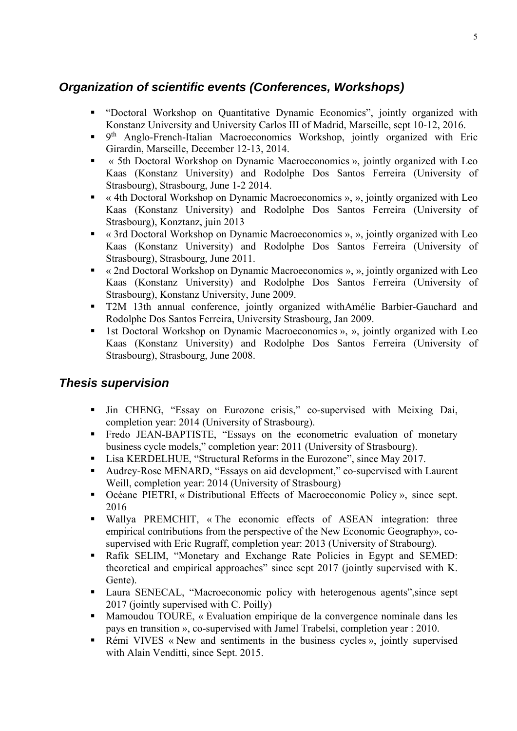## Organization of scientific events (Conferences, Workshops)

- "Doctoral Workshop on Quantitative Dynamic Economics", jointly organized with Konstanz University and University Carlos III of Madrid, Marseille, sept 10-12, 2016.
- 9th Anglo-French-Italian Macroeconomics Workshop, jointly organized with Eric Girardin, Marseille, December 12-13, 2014.
- « 5th Doctoral Workshop on Dynamic Macroeconomics », jointly organized with Leo Kaas (Konstanz University) and Rodolphe Dos Santos Ferreira (University of Strasbourg), Strasbourg, June 1-2 2014.
- « 4th Doctoral Workshop on Dynamic Macroeconomics », », jointly organized with Leo Kaas (Konstanz University) and Rodolphe Dos Santos Ferreira (University of Strasbourg), Konztanz, juin 2013
- « 3rd Doctoral Workshop on Dynamic Macroeconomics », », jointly organized with Leo Kaas (Konstanz University) and Rodolphe Dos Santos Ferreira (University of Strasbourg), Strasbourg, June 2011.
- « 2nd Doctoral Workshop on Dynamic Macroeconomics », », jointly organized with Leo Kaas (Konstanz University) and Rodolphe Dos Santos Ferreira (University of Strasbourg), Konstanz University, June 2009.
- T2M 13th annual conference, jointly organized withAmélie Barbier-Gauchard and Rodolphe Dos Santos Ferreira, University Strasbourg, Jan 2009.
- 1st Doctoral Workshop on Dynamic Macroeconomics », », jointly organized with Leo Kaas (Konstanz University) and Rodolphe Dos Santos Ferreira (University of Strasbourg), Strasbourg, June 2008.

## Thesis supervision

- Jin CHENG, "Essay on Eurozone crisis," co-supervised with Meixing Dai, completion year: 2014 (University of Strasbourg).
- Fredo JEAN-BAPTISTE, "Essays on the econometric evaluation of monetary business cycle models," completion year: 2011 (University of Strasbourg).
- Lisa KERDELHUE, "Structural Reforms in the Eurozone", since May 2017.
- Audrey-Rose MENARD, "Essays on aid development," co-supervised with Laurent Weill, completion year: 2014 (University of Strasbourg)
- Océane PIETRI, « Distributional Effects of Macroeconomic Policy », since sept. 2016
- Wallya PREMCHIT, « The economic effects of ASEAN integration: three empirical contributions from the perspective of the New Economic Geography», co-supervised with Eric Rugraff, completion year: 2013 (University of Strabourg).
- Rafik SELIM, "Monetary and Exchange Rate Policies in Egypt and SEMED: theoretical and empirical approaches" since sept 2017 (jointly supervised with K. Gente).
- Laura SENECAL, "Macroeconomic policy with heterogenous agents",since sept 2017 (jointly supervised with C. Poilly)
- Mamoudou TOURE, « Evaluation empirique de la convergence nominale dans les pays en transition », co-supervised with Jamel Trabelsi, completion year : 2010.
- Rémi VIVES « New and sentiments in the business cycles », jointly supervised with Alain Venditti, since Sept. 2015.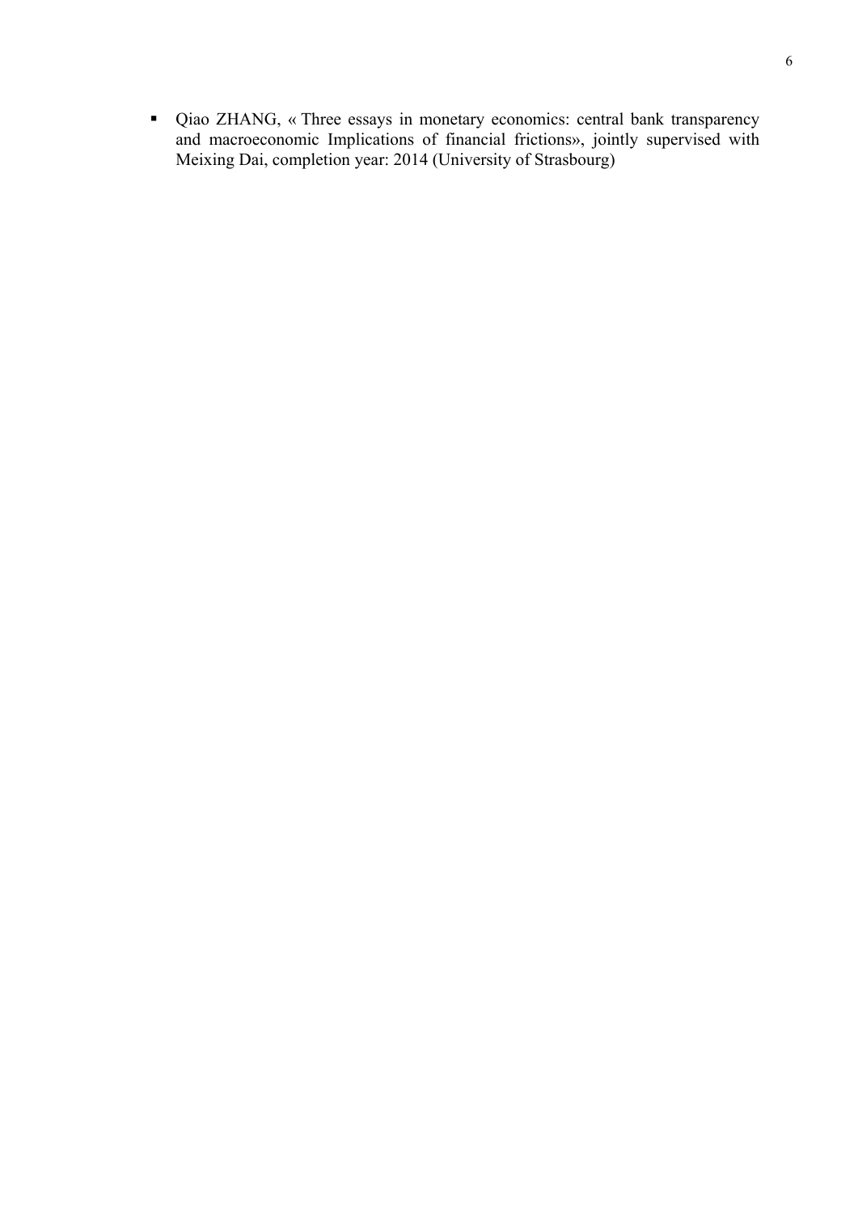- Qiao ZHANG, « Three essays in monetary economics: central bank transparency and macroeconomic Implications of financial frictions», jointly supervised with Meixing Dai, completion year: 2014 (University of Strasbourg)